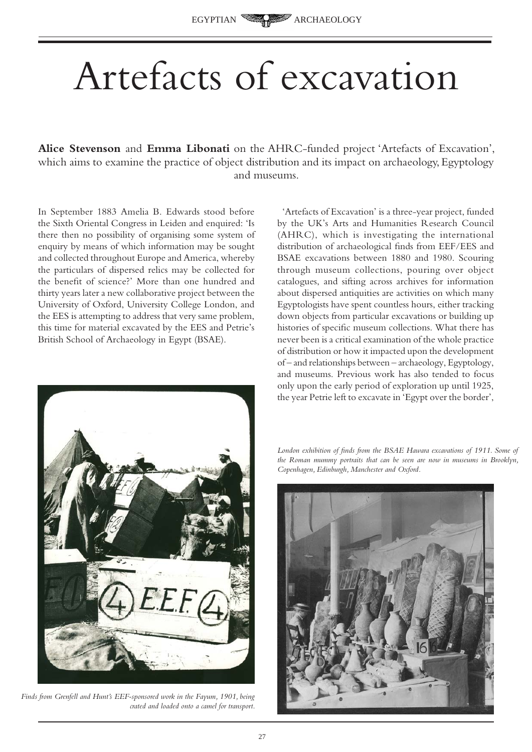# Artefacts of excavation

**Alice Stevenson** and **Emma Libonati** on the AHRC-funded project 'Artefacts of Excavation', which aims to examine the practice of object distribution and its impact on archaeology, Egyptology and museums.

In September 1883 Amelia B. Edwards stood before the Sixth Oriental Congress in Leiden and enquired: 'Is there then no possibility of organising some system of enquiry by means of which information may be sought and collected throughout Europe and America, whereby the particulars of dispersed relics may be collected for the benefit of science?' More than one hundred and thirty years later a new collaborative project between the University of Oxford, University College London, and the EES is attempting to address that very same problem, this time for material excavated by the EES and Petrie's British School of Archaeology in Egypt (BSAE).

*Finds from Grenfell and Hunt's EEF-sponsored work in the Fayum, 1901, being crated and loaded onto a camel for transport.*

'Artefacts of Excavation' is a three-year project, funded by the UK's Arts and Humanities Research Council (AHRC), which is investigating the international distribution of archaeological finds from EEF/EES and BSAE excavations between 1880 and 1980. Scouring through museum collections, pouring over object catalogues, and sifting across archives for information about dispersed antiquities are activities on which many Egyptologists have spent countless hours, either tracking down objects from particular excavations or building up histories of specific museum collections. What there has never been is a critical examination of the whole practice of distribution or how it impacted upon the development of – and relationships between – archaeology, Egyptology, and museums. Previous work has also tended to focus only upon the early period of exploration up until 1925, the year Petrie left to excavate in 'Egypt over the border',

*London exhibition of finds from the BSAE Hawara excavations of 1911. Some of the Roman mummy portraits that can be seen are now in museums in Brooklyn, Copenhagen, Edinburgh, Manchester and Oxford.*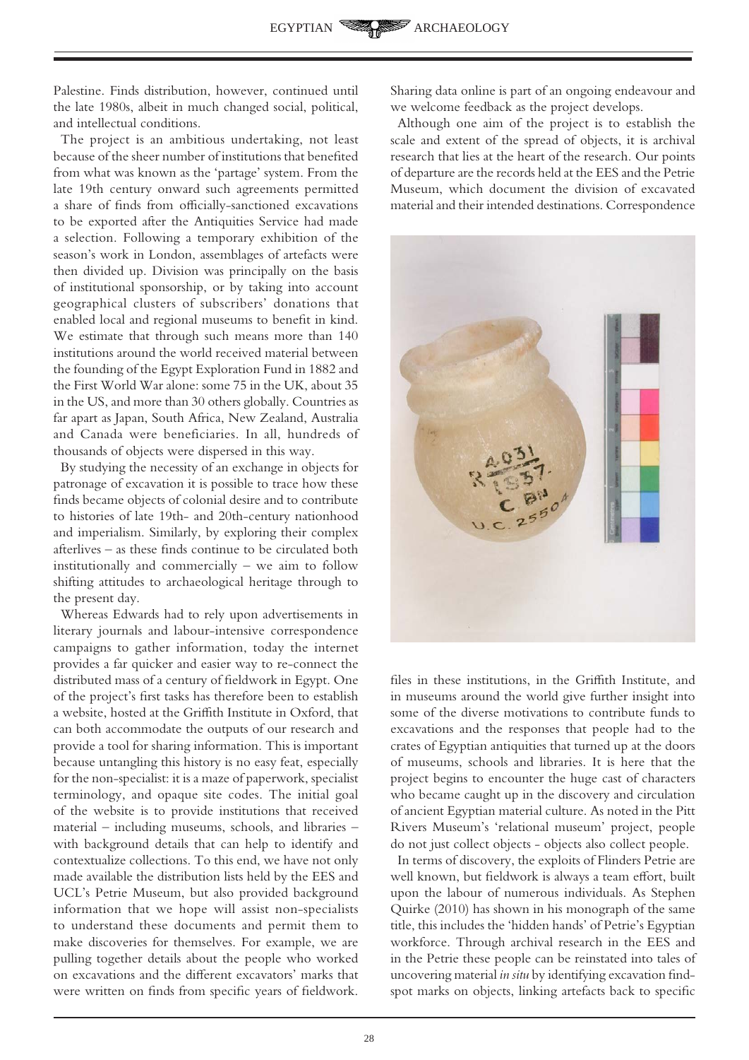Palestine. Finds distribution, however, continued until the late 1980s, albeit in much changed social, political, and intellectual conditions.

The project is an ambitious undertaking, not least because of the sheer number of institutions that benefited from what was known as the 'partage' system. From the late 19th century onward such agreements permitted a share of finds from officially-sanctioned excavations to be exported after the Antiquities Service had made a selection. Following a temporary exhibition of the season's work in London, assemblages of artefacts were then divided up. Division was principally on the basis of institutional sponsorship, or by taking into account geographical clusters of subscribers' donations that enabled local and regional museums to benefit in kind. We estimate that through such means more than 140 institutions around the world received material between the founding of the Egypt Exploration Fund in 1882 and the First World War alone: some 75 in the UK, about 35 in the US, and more than 30 others globally. Countries as far apart as Japan, South Africa, New Zealand, Australia and Canada were beneficiaries. In all, hundreds of thousands of objects were dispersed in this way.

By studying the necessity of an exchange in objects for patronage of excavation it is possible to trace how these finds became objects of colonial desire and to contribute to histories of late 19th- and 20th-century nationhood and imperialism. Similarly, by exploring their complex afterlives – as these finds continue to be circulated both institutionally and commercially – we aim to follow shifting attitudes to archaeological heritage through to the present day.

Whereas Edwards had to rely upon advertisements in literary journals and labour-intensive correspondence campaigns to gather information, today the internet provides a far quicker and easier way to re-connect the distributed mass of a century of fieldwork in Egypt. One of the project's first tasks has therefore been to establish a website, hosted at the Griffith Institute in Oxford, that can both accommodate the outputs of our research and provide a tool for sharing information. This is important because untangling this history is no easy feat, especially for the non-specialist: it is a maze of paperwork, specialist terminology, and opaque site codes. The initial goal of the website is to provide institutions that received material – including museums, schools, and libraries – with background details that can help to identify and contextualize collections. To this end, we have not only made available the distribution lists held by the EES and UCL's Petrie Museum, but also provided background information that we hope will assist non-specialists to understand these documents and permit them to make discoveries for themselves. For example, we are pulling together details about the people who worked on excavations and the different excavators' marks that were written on finds from specific years of fieldwork. Sharing data online is part of an ongoing endeavour and we welcome feedback as the project develops.

Although one aim of the project is to establish the scale and extent of the spread of objects, it is archival research that lies at the heart of the research. Our points of departure are the records held at the EES and the Petrie Museum, which document the division of excavated material and their intended destinations. Correspondence files in these institutions, in the Griffith Institute, and in museums around the world give further insight into some of the diverse motivations to contribute funds to excavations and the responses that people had to the crates of Egyptian antiquities that turned up at the doors of museums, schools and libraries. It is here that the project begins to encounter the huge cast of characters who became caught up in the discovery and circulation of ancient Egyptian material culture. As noted in the Pitt Rivers Museum's 'relational museum' project, people do not just collect objects - objects also collect people.

In terms of discovery, the exploits of Flinders Petrie are well known, but fieldwork is always a team effort, built upon the labour of numerous individuals. As Stephen Quirke (2010) has shown in his monograph of the same title, this includes the 'hidden hands' of Petrie's Egyptian workforce. Through archival research in the EES and in the Petrie these people can be reinstated into tales of uncovering material *in situ* by identifying excavation find-spot marks on objects, linking artefacts back to specific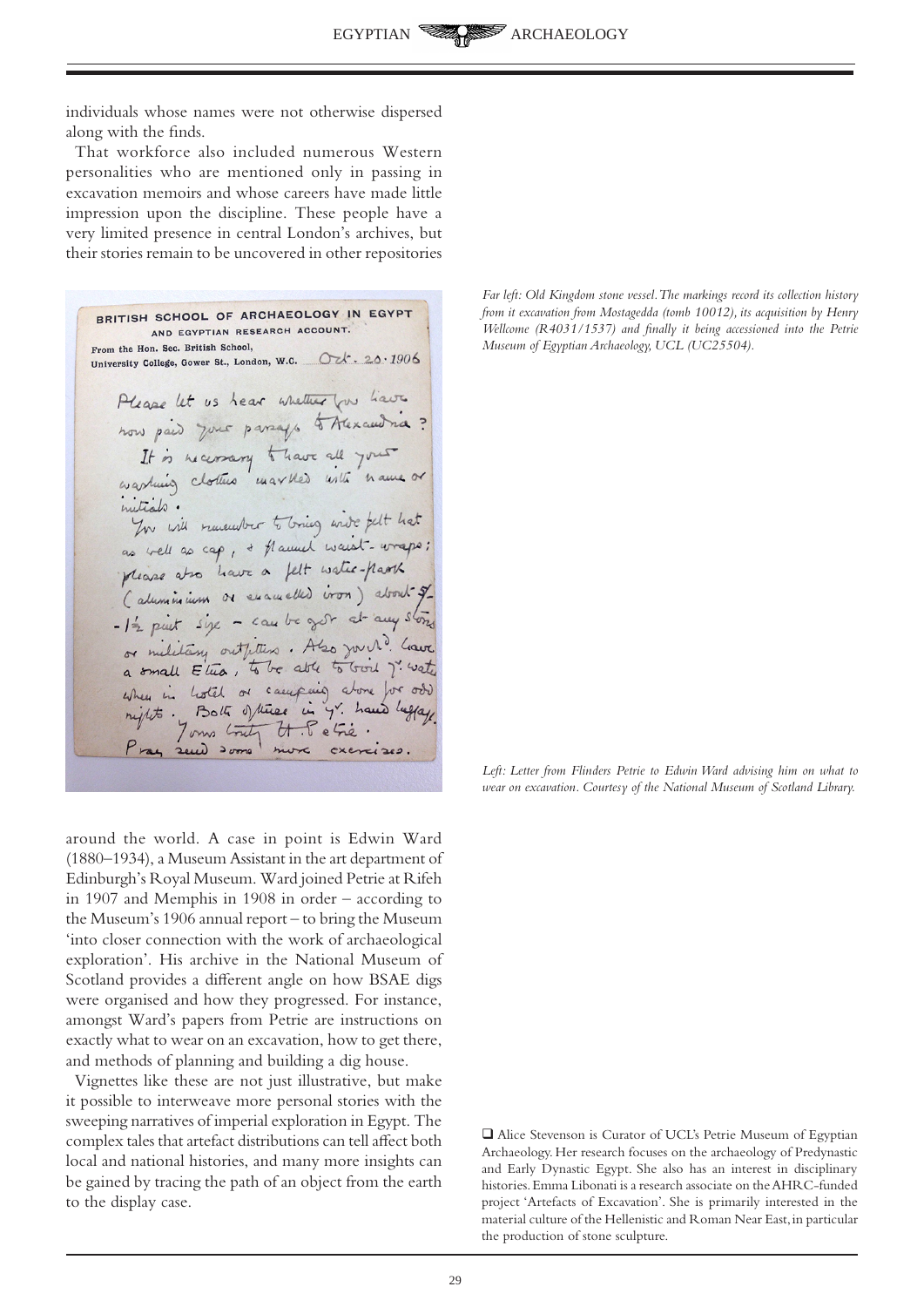individuals whose names were not otherwise dispersed along with the finds.

That workforce also included numerous Western personalities who are mentioned only in passing in excavation memoirs and whose careers have made little impression upon the discipline. These people have a very limited presence in central London's archives, but their stories remain to be uncovered in other repositories around the world. A case in point is Edwin Ward (1880–1934), a Museum Assistant in the art department of Edinburgh's Royal Museum. Ward joined Petrie at Rifeh in 1907 and Memphis in 1908 in order – according to the Museum's 1906 annual report – to bring the Museum 'into closer connection with the work of archaeological exploration'. His archive in the National Museum of Scotland provides a different angle on how BSAE digs were organised and how they progressed. For instance, amongst Ward's papers from Petrie are instructions on exactly what to wear on an excavation, how to get there, and methods of planning and building a dig house.

Vignettes like these are not just illustrative, but make it possible to interweave more personal stories with the sweeping narratives of imperial exploration in Egypt. The complex tales that artefact distributions can tell affect both local and national histories, and many more insights can be gained by tracing the path of an object from the earth to the display case.

*Far left: Old Kingdom stone vessel. The markings record its collection history from it excavation from Mostagedda (tomb 10012), its acquisition by Henry Wellcome (R4031/1537) and finally it being accessioned into the Petrie Museum of Egyptian Archaeology, UCL (UC25504).*

*Left: Letter from Flinders Petrie to Edwin Ward advising him on what to wear on excavation. Courtesy of the National Museum of Scotland Library.*

❑ Alice Stevenson is Curator of UCL's Petrie Museum of Egyptian Archaeology. Her research focuses on the archaeology of Predynastic and Early Dynastic Egypt. She also has an interest in disciplinary histories. Emma Libonati is a research associate on the AHRC-funded project 'Artefacts of Excavation'. She is primarily interested in the material culture of the Hellenistic and Roman Near East, in particular the production of stone sculpture.